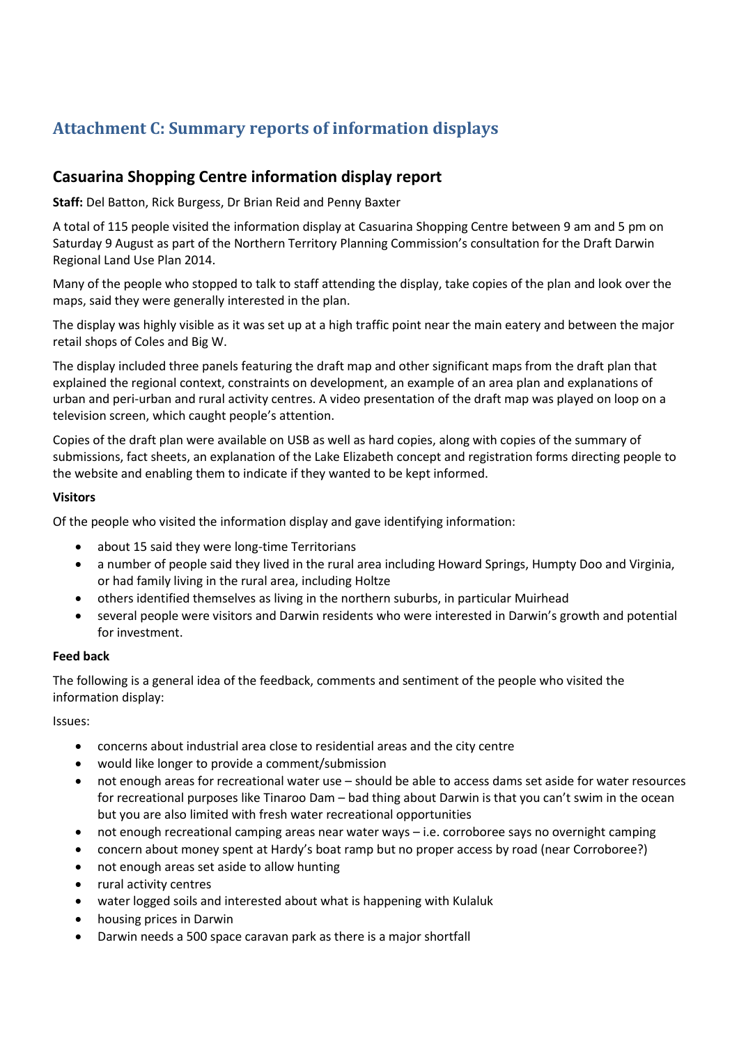# Attachment C: Summary reports of information displays

## Casuarina Shopping Centre information display report

**Staff:** Del Batton, Rick Burgess, Dr Brian Reid and Penny Baxter

A total of 115 people visited the information display at Casuarina Shopping Centre between 9 am and 5 pm on Saturday 9 August as part of the Northern Territory Planning Commission's consultation for the Draft Darwin Regional Land Use Plan 2014.

Many of the people who stopped to talk to staff attending the display, take copies of the plan and look over the maps, said they were generally interested in the plan.

The display was highly visible as it was set up at a high traffic point near the main eatery and between the major retail shops of Coles and Big W.

The display included three panels featuring the draft map and other significant maps from the draft plan that explained the regional context, constraints on development, an example of an area plan and explanations of urban and peri-urban and rural activity centres. A video presentation of the draft map was played on loop on a television screen, which caught people's attention.

Copies of the draft plan were available on USB as well as hard copies, along with copies of the summary of submissions, fact sheets, an explanation of the Lake Elizabeth concept and registration forms directing people to the website and enabling them to indicate if they wanted to be kept informed.

**Visitors**

Of the people who visited the information display and gave identifying information:

- about 15 said they were long-time Territorians
- a number of people said they lived in the rural area including Howard Springs, Humpty Doo and Virginia, or had family living in the rural area, including Holtze
- others identified themselves as living in the northern suburbs, in particular Muirhead
- several people were visitors and Darwin residents who were interested in Darwin's growth and potential for investment.

**Feed back**

The following is a general idea of the feedback, comments and sentiment of the people who visited the information display:

Issues:

- concerns about industrial area close to residential areas and the city centre
- would like longer to provide a comment/submission
- not enough areas for recreational water use – should be able to access dams set aside for water resources for recreational purposes like Tinaroo Dam – bad thing about Darwin is that you can't swim in the ocean but you are also limited with fresh water recreational opportunities
- not enough recreational camping areas near water ways – i.e. corroboree says no overnight camping
- concern about money spent at Hardy's boat ramp but no proper access by road (near Corroboree?)
- not enough areas set aside to allow hunting
- rural activity centres
- water logged soils and interested about what is happening with Kulaluk
- housing prices in Darwin
- Darwin needs a 500 space caravan park as there is a major shortfall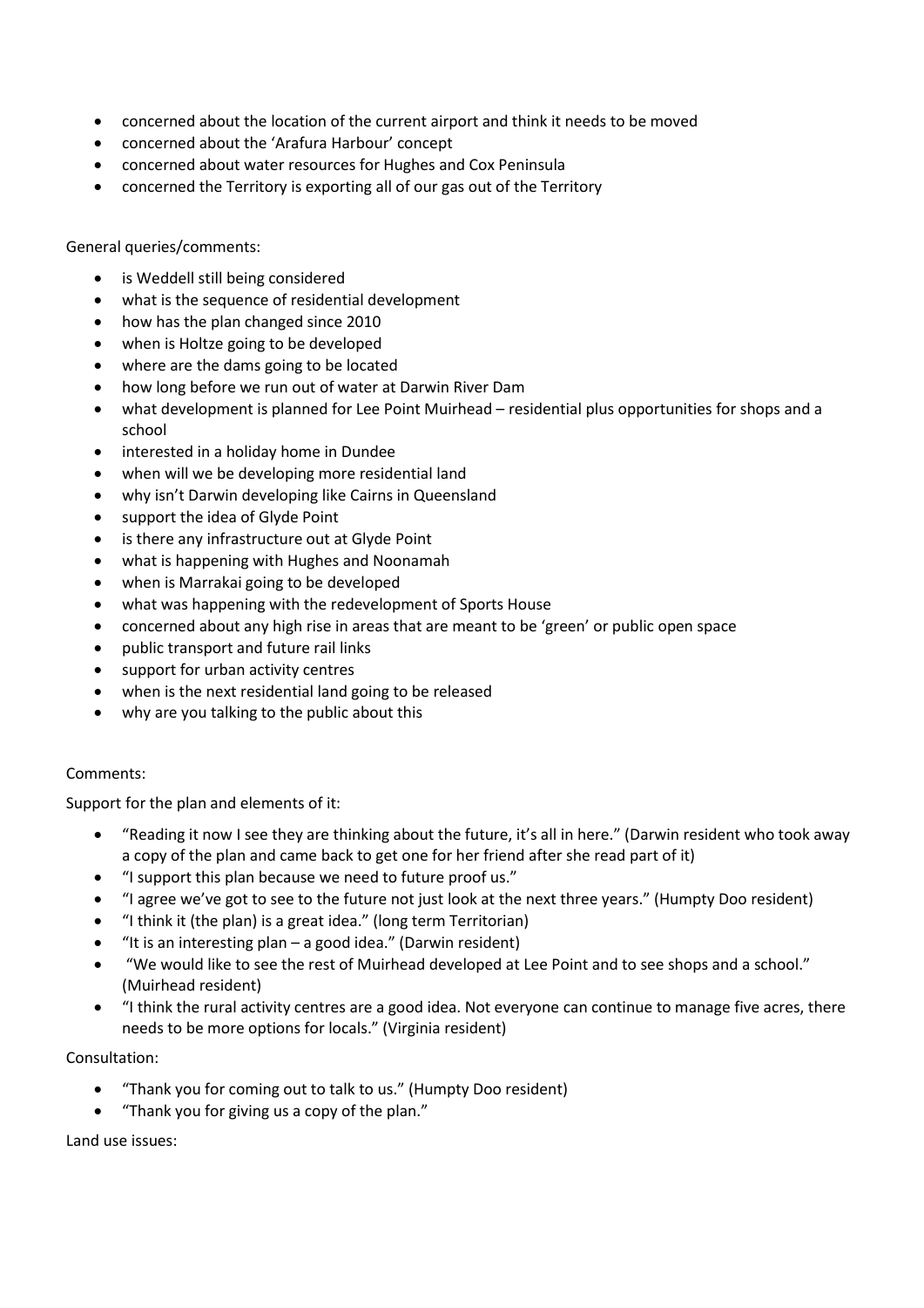- concerned about the location of the current airport and think it needs to be moved
- concerned about the 'Arafura Harbour' concept
- concerned about water resources for Hughes and Cox Peninsula
- concerned the Territory is exporting all of our gas out of the Territory

General queries/comments:

- is Weddell still being considered
- what is the sequence of residential development
- how has the plan changed since 2010
- when is Holtze going to be developed
- where are the dams going to be located
- how long before we run out of water at Darwin River Dam
- what development is planned for Lee Point Muirhead – residential plus opportunities for shops and a school
- interested in a holiday home in Dundee
- when will we be developing more residential land
- why isn't Darwin developing like Cairns in Queensland
- support the idea of Glyde Point
- is there any infrastructure out at Glyde Point
- what is happening with Hughes and Noonamah
- when is Marrakai going to be developed
- what was happening with the redevelopment of Sports House
- concerned about any high rise in areas that are meant to be 'green' or public open space
- public transport and future rail links
- support for urban activity centres
- when is the next residential land going to be released
- why are you talking to the public about this

Comments:

Support for the plan and elements of it:

- "Reading it now I see they are thinking about the future, it's all in here." (Darwin resident who took away a copy of the plan and came back to get one for her friend after she read part of it)
- "I support this plan because we need to future proof us."
- "I agree we've got to see to the future not just look at the next three years." (Humpty Doo resident)
- "I think it (the plan) is a great idea." (long term Territorian)
- "It is an interesting plan – a good idea." (Darwin resident)
- "We would like to see the rest of Muirhead developed at Lee Point and to see shops and a school." (Muirhead resident)
- "I think the rural activity centres are a good idea. Not everyone can continue to manage five acres, there needs to be more options for locals." (Virginia resident)

Consultation:

- "Thank you for coming out to talk to us." (Humpty Doo resident)
- "Thank you for giving us a copy of the plan."

Land use issues: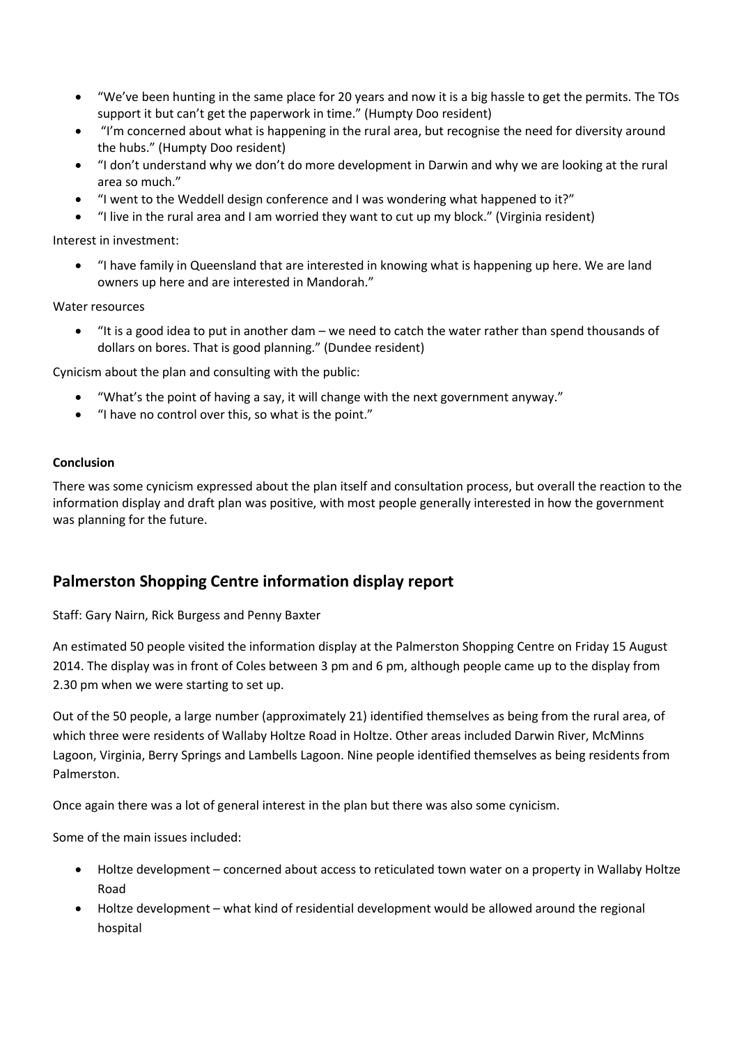- "We've been hunting in the same place for 20 years and now it is a big hassle to get the permits. The TOs support it but can't get the paperwork in time." (Humpty Doo resident)
- "I'm concerned about what is happening in the rural area, but recognise the need for diversity around the hubs." (Humpty Doo resident)
- "I don't understand why we don't do more development in Darwin and why we are looking at the rural area so much."
- "I went to the Weddell design conference and I was wondering what happened to it?"
- "I live in the rural area and I am worried they want to cut up my block." (Virginia resident)

Interest in investment:

- "I have family in Queensland that are interested in knowing what is happening up here. We are land owners up here and are interested in Mandorah."

Water resources

- "It is a good idea to put in another dam – we need to catch the water rather than spend thousands of dollars on bores. That is good planning." (Dundee resident)

Cynicism about the plan and consulting with the public:

- "What's the point of having a say, it will change with the next government anyway."
- "I have no control over this, so what is the point."

**Conclusion**

There was some cynicism expressed about the plan itself and consultation process, but overall the reaction to the information display and draft plan was positive, with most people generally interested in how the government was planning for the future.

## Palmerston Shopping Centre information display report

Staff: Gary Nairn, Rick Burgess and Penny Baxter

An estimated 50 people visited the information display at the Palmerston Shopping Centre on Friday 15 August 2014. The display was in front of Coles between 3 pm and 6 pm, although people came up to the display from 2.30 pm when we were starting to set up.

Out of the 50 people, a large number (approximately 21) identified themselves as being from the rural area, of which three were residents of Wallaby Holtze Road in Holtze. Other areas included Darwin River, McMinns Lagoon, Virginia, Berry Springs and Lambells Lagoon. Nine people identified themselves as being residents from Palmerston.

Once again there was a lot of general interest in the plan but there was also some cynicism.

Some of the main issues included:

- Holtze development – concerned about access to reticulated town water on a property in Wallaby Holtze Road
- Holtze development – what kind of residential development would be allowed around the regional hospital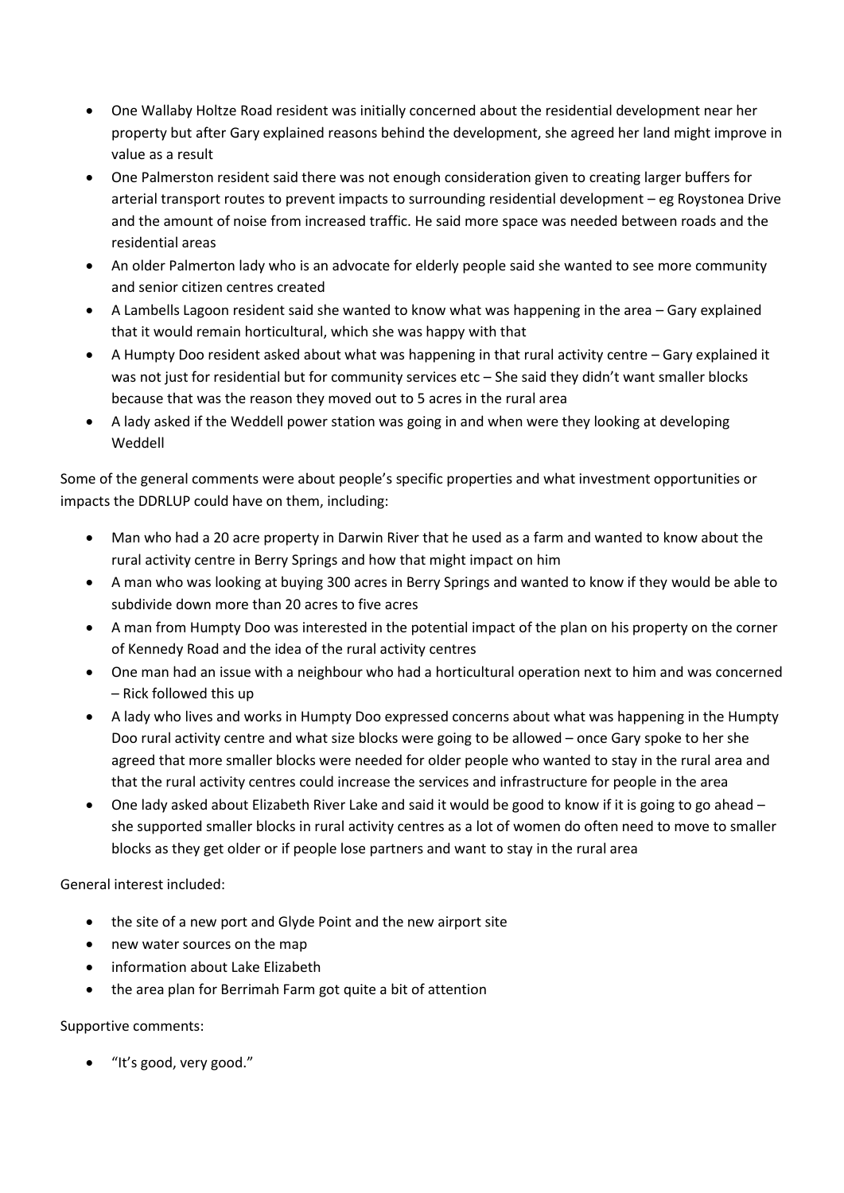- One Wallaby Holtze Road resident was initially concerned about the residential development near her property but after Gary explained reasons behind the development, she agreed her land might improve in value as a result
- One Palmerston resident said there was not enough consideration given to creating larger buffers for arterial transport routes to prevent impacts to surrounding residential development – eg Roystonea Drive and the amount of noise from increased traffic. He said more space was needed between roads and the residential areas
- An older Palmerton lady who is an advocate for elderly people said she wanted to see more community and senior citizen centres created
- A Lambells Lagoon resident said she wanted to know what was happening in the area – Gary explained that it would remain horticultural, which she was happy with that
- A Humpty Doo resident asked about what was happening in that rural activity centre – Gary explained it was not just for residential but for community services etc – She said they didn't want smaller blocks because that was the reason they moved out to 5 acres in the rural area
- A lady asked if the Weddell power station was going in and when were they looking at developing Weddell

Some of the general comments were about people's specific properties and what investment opportunities or impacts the DDRLUP could have on them, including:

- Man who had a 20 acre property in Darwin River that he used as a farm and wanted to know about the rural activity centre in Berry Springs and how that might impact on him
- A man who was looking at buying 300 acres in Berry Springs and wanted to know if they would be able to subdivide down more than 20 acres to five acres
- A man from Humpty Doo was interested in the potential impact of the plan on his property on the corner of Kennedy Road and the idea of the rural activity centres
- One man had an issue with a neighbour who had a horticultural operation next to him and was concerned – Rick followed this up
- A lady who lives and works in Humpty Doo expressed concerns about what was happening in the Humpty Doo rural activity centre and what size blocks were going to be allowed – once Gary spoke to her she agreed that more smaller blocks were needed for older people who wanted to stay in the rural area and that the rural activity centres could increase the services and infrastructure for people in the area
- One lady asked about Elizabeth River Lake and said it would be good to know if it is going to go ahead – she supported smaller blocks in rural activity centres as a lot of women do often need to move to smaller blocks as they get older or if people lose partners and want to stay in the rural area

General interest included:

- the site of a new port and Glyde Point and the new airport site
- new water sources on the map
- information about Lake Elizabeth
- the area plan for Berrimah Farm got quite a bit of attention

Supportive comments:

- "It's good, very good."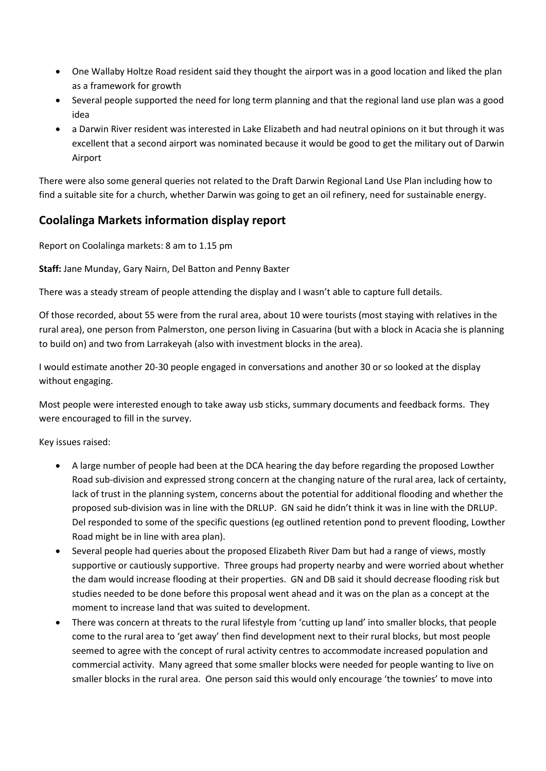- One Wallaby Holtze Road resident said they thought the airport was in a good location and liked the plan as a framework for growth
- Several people supported the need for long term planning and that the regional land use plan was a good idea
- a Darwin River resident was interested in Lake Elizabeth and had neutral opinions on it but through it was excellent that a second airport was nominated because it would be good to get the military out of Darwin Airport

There were also some general queries not related to the Draft Darwin Regional Land Use Plan including how to find a suitable site for a church, whether Darwin was going to get an oil refinery, need for sustainable energy.

## Coolalinga Markets information display report

Report on Coolalinga markets: 8 am to 1.15 pm

**Staff:** Jane Munday, Gary Nairn, Del Batton and Penny Baxter

There was a steady stream of people attending the display and I wasn't able to capture full details.

Of those recorded, about 55 were from the rural area, about 10 were tourists (most staying with relatives in the rural area), one person from Palmerston, one person living in Casuarina (but with a block in Acacia she is planning to build on) and two from Larrakeyah (also with investment blocks in the area).

I would estimate another 20-30 people engaged in conversations and another 30 or so looked at the display without engaging.

Most people were interested enough to take away usb sticks, summary documents and feedback forms. They were encouraged to fill in the survey.

Key issues raised:

- A large number of people had been at the DCA hearing the day before regarding the proposed Lowther Road sub-division and expressed strong concern at the changing nature of the rural area, lack of certainty, lack of trust in the planning system, concerns about the potential for additional flooding and whether the proposed sub-division was in line with the DRLUP. GN said he didn't think it was in line with the DRLUP. Del responded to some of the specific questions (eg outlined retention pond to prevent flooding, Lowther Road might be in line with area plan).
- Several people had queries about the proposed Elizabeth River Dam but had a range of views, mostly supportive or cautiously supportive. Three groups had property nearby and were worried about whether the dam would increase flooding at their properties. GN and DB said it should decrease flooding risk but studies needed to be done before this proposal went ahead and it was on the plan as a concept at the moment to increase land that was suited to development.
- There was concern at threats to the rural lifestyle from 'cutting up land' into smaller blocks, that people come to the rural area to 'get away' then find development next to their rural blocks, but most people seemed to agree with the concept of rural activity centres to accommodate increased population and commercial activity. Many agreed that some smaller blocks were needed for people wanting to live on smaller blocks in the rural area. One person said this would only encourage 'the townies' to move into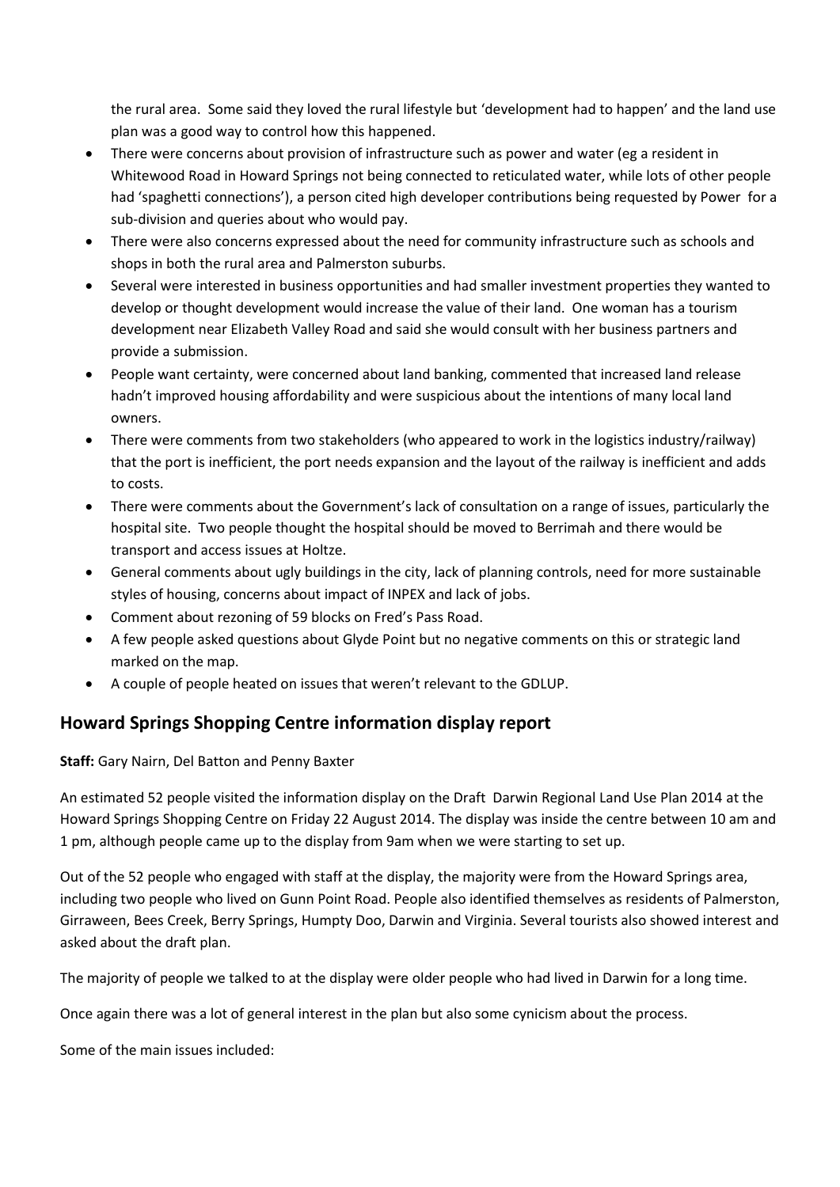the rural area. Some said they loved the rural lifestyle but 'development had to happen' and the land use plan was a good way to control how this happened.

- There were concerns about provision of infrastructure such as power and water (eg a resident in Whitewood Road in Howard Springs not being connected to reticulated water, while lots of other people had 'spaghetti connections'), a person cited high developer contributions being requested by Power for a sub-division and queries about who would pay.
- There were also concerns expressed about the need for community infrastructure such as schools and shops in both the rural area and Palmerston suburbs.
- Several were interested in business opportunities and had smaller investment properties they wanted to develop or thought development would increase the value of their land. One woman has a tourism development near Elizabeth Valley Road and said she would consult with her business partners and provide a submission.
- People want certainty, were concerned about land banking, commented that increased land release hadn't improved housing affordability and were suspicious about the intentions of many local land owners.
- There were comments from two stakeholders (who appeared to work in the logistics industry/railway) that the port is inefficient, the port needs expansion and the layout of the railway is inefficient and adds to costs.
- There were comments about the Government's lack of consultation on a range of issues, particularly the hospital site. Two people thought the hospital should be moved to Berrimah and there would be transport and access issues at Holtze.
- General comments about ugly buildings in the city, lack of planning controls, need for more sustainable styles of housing, concerns about impact of INPEX and lack of jobs.
- Comment about rezoning of 59 blocks on Fred's Pass Road.
- A few people asked questions about Glyde Point but no negative comments on this or strategic land marked on the map.
- A couple of people heated on issues that weren't relevant to the GDLUP.

## Howard Springs Shopping Centre information display report

**Staff:** Gary Nairn, Del Batton and Penny Baxter

An estimated 52 people visited the information display on the Draft Darwin Regional Land Use Plan 2014 at the Howard Springs Shopping Centre on Friday 22 August 2014. The display was inside the centre between 10 am and 1 pm, although people came up to the display from 9am when we were starting to set up.

Out of the 52 people who engaged with staff at the display, the majority were from the Howard Springs area, including two people who lived on Gunn Point Road. People also identified themselves as residents of Palmerston, Girraween, Bees Creek, Berry Springs, Humpty Doo, Darwin and Virginia. Several tourists also showed interest and asked about the draft plan.

The majority of people we talked to at the display were older people who had lived in Darwin for a long time.

Once again there was a lot of general interest in the plan but also some cynicism about the process.

Some of the main issues included: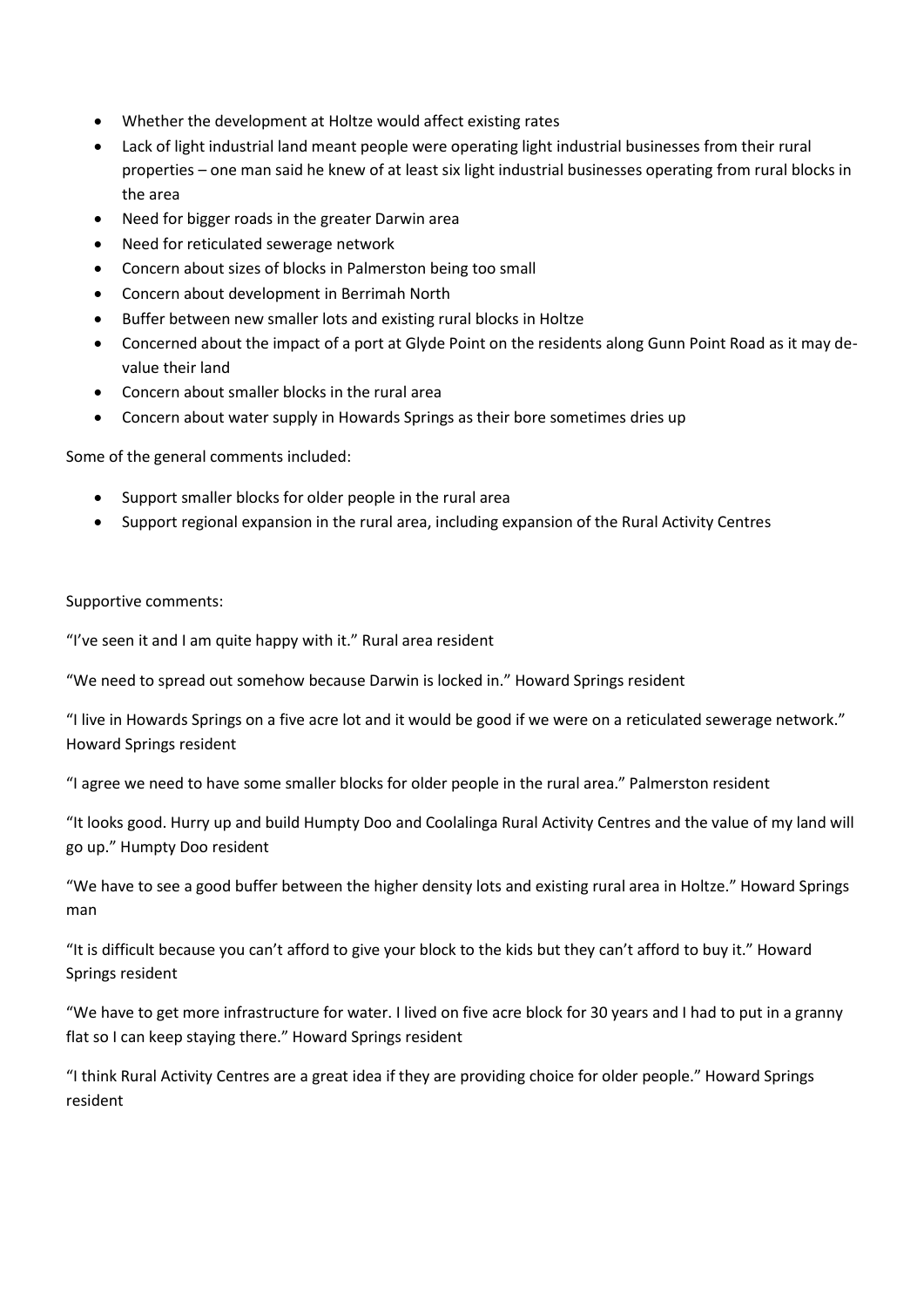- Whether the development at Holtze would affect existing rates
- Lack of light industrial land meant people were operating light industrial businesses from their rural properties – one man said he knew of at least six light industrial businesses operating from rural blocks in the area
- Need for bigger roads in the greater Darwin area
- Need for reticulated sewerage network
- Concern about sizes of blocks in Palmerston being too small
- Concern about development in Berrimah North
- Buffer between new smaller lots and existing rural blocks in Holtze
- Concerned about the impact of a port at Glyde Point on the residents along Gunn Point Road as it may de-value their land
- Concern about smaller blocks in the rural area
- Concern about water supply in Howards Springs as their bore sometimes dries up

Some of the general comments included:

- Support smaller blocks for older people in the rural area
- Support regional expansion in the rural area, including expansion of the Rural Activity Centres

Supportive comments:

"I've seen it and I am quite happy with it." Rural area resident

"We need to spread out somehow because Darwin is locked in." Howard Springs resident

"I live in Howards Springs on a five acre lot and it would be good if we were on a reticulated sewerage network." Howard Springs resident

"I agree we need to have some smaller blocks for older people in the rural area." Palmerston resident

"It looks good. Hurry up and build Humpty Doo and Coolalinga Rural Activity Centres and the value of my land will go up." Humpty Doo resident

"We have to see a good buffer between the higher density lots and existing rural area in Holtze." Howard Springs man

"It is difficult because you can't afford to give your block to the kids but they can't afford to buy it." Howard Springs resident

"We have to get more infrastructure for water. I lived on five acre block for 30 years and I had to put in a granny flat so I can keep staying there." Howard Springs resident

"I think Rural Activity Centres are a great idea if they are providing choice for older people." Howard Springs resident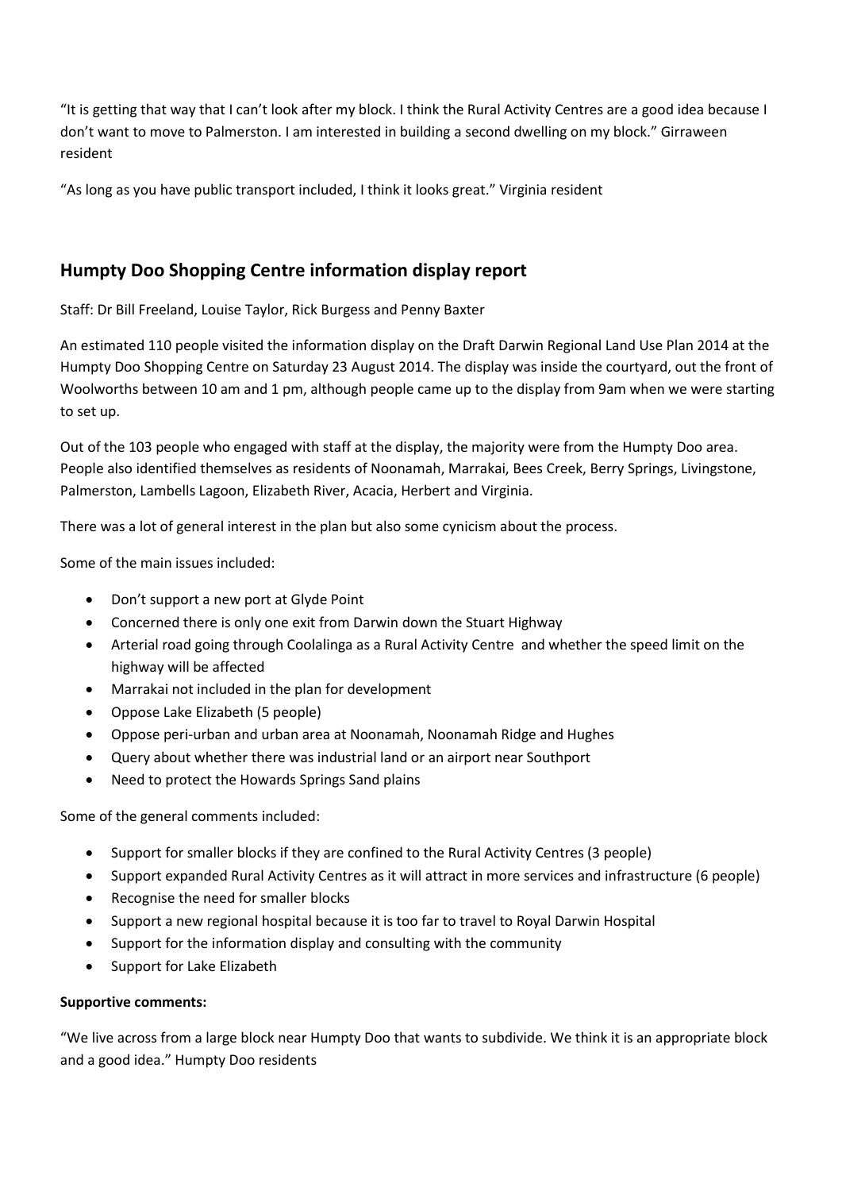"It is getting that way that I can't look after my block. I think the Rural Activity Centres are a good idea because I don't want to move to Palmerston. I am interested in building a second dwelling on my block." Girraween resident

"As long as you have public transport included, I think it looks great." Virginia resident

## Humpty Doo Shopping Centre information display report

Staff: Dr Bill Freeland, Louise Taylor, Rick Burgess and Penny Baxter

An estimated 110 people visited the information display on the Draft Darwin Regional Land Use Plan 2014 at the Humpty Doo Shopping Centre on Saturday 23 August 2014. The display was inside the courtyard, out the front of Woolworths between 10 am and 1 pm, although people came up to the display from 9am when we were starting to set up.

Out of the 103 people who engaged with staff at the display, the majority were from the Humpty Doo area. People also identified themselves as residents of Noonamah, Marrakai, Bees Creek, Berry Springs, Livingstone, Palmerston, Lambells Lagoon, Elizabeth River, Acacia, Herbert and Virginia.

There was a lot of general interest in the plan but also some cynicism about the process.

Some of the main issues included:

- Don't support a new port at Glyde Point
- Concerned there is only one exit from Darwin down the Stuart Highway
- Arterial road going through Coolalinga as a Rural Activity Centre and whether the speed limit on the highway will be affected
- Marrakai not included in the plan for development
- Oppose Lake Elizabeth (5 people)
- Oppose peri-urban and urban area at Noonamah, Noonamah Ridge and Hughes
- Query about whether there was industrial land or an airport near Southport
- Need to protect the Howards Springs Sand plains

Some of the general comments included:

- Support for smaller blocks if they are confined to the Rural Activity Centres (3 people)
- Support expanded Rural Activity Centres as it will attract in more services and infrastructure (6 people)
- Recognise the need for smaller blocks
- Support a new regional hospital because it is too far to travel to Royal Darwin Hospital
- Support for the information display and consulting with the community
- Support for Lake Elizabeth

**Supportive comments:**

"We live across from a large block near Humpty Doo that wants to subdivide. We think it is an appropriate block and a good idea." Humpty Doo residents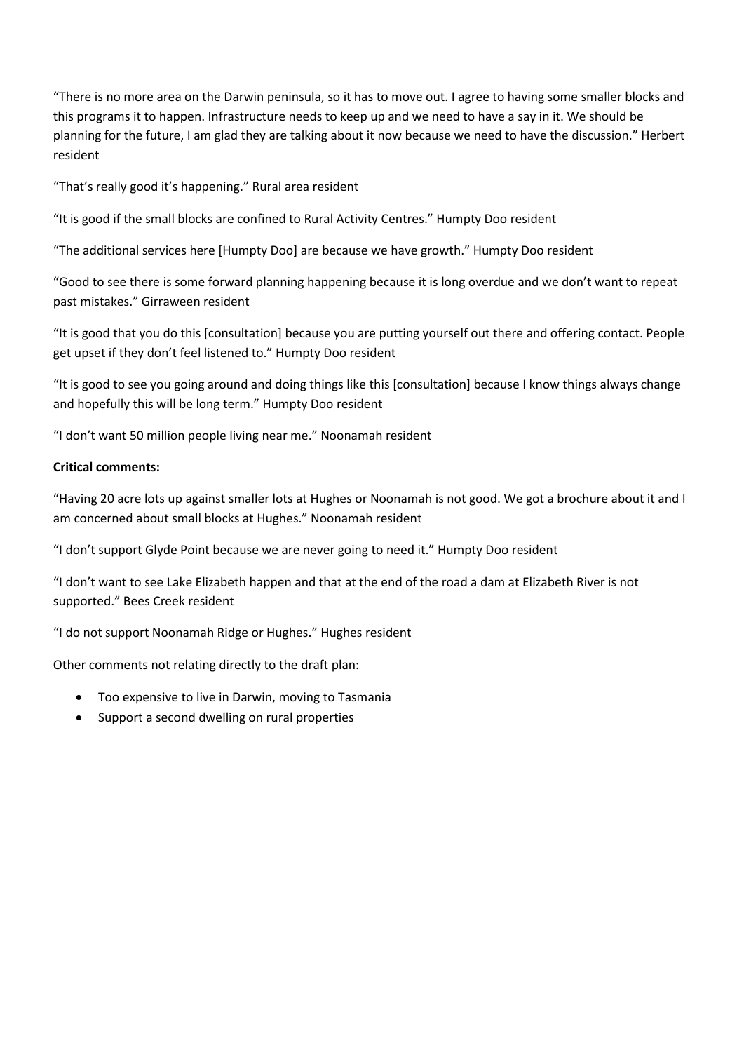"There is no more area on the Darwin peninsula, so it has to move out. I agree to having some smaller blocks and this programs it to happen. Infrastructure needs to keep up and we need to have a say in it. We should be planning for the future, I am glad they are talking about it now because we need to have the discussion." Herbert resident

"That's really good it's happening." Rural area resident

"It is good if the small blocks are confined to Rural Activity Centres." Humpty Doo resident

"The additional services here [Humpty Doo] are because we have growth." Humpty Doo resident

"Good to see there is some forward planning happening because it is long overdue and we don't want to repeat past mistakes." Girraween resident

"It is good that you do this [consultation] because you are putting yourself out there and offering contact. People get upset if they don't feel listened to." Humpty Doo resident

"It is good to see you going around and doing things like this [consultation] because I know things always change and hopefully this will be long term." Humpty Doo resident

"I don't want 50 million people living near me." Noonamah resident

**Critical comments:**

"Having 20 acre lots up against smaller lots at Hughes or Noonamah is not good. We got a brochure about it and I am concerned about small blocks at Hughes." Noonamah resident

"I don't support Glyde Point because we are never going to need it." Humpty Doo resident

"I don't want to see Lake Elizabeth happen and that at the end of the road a dam at Elizabeth River is not supported." Bees Creek resident

"I do not support Noonamah Ridge or Hughes." Hughes resident

Other comments not relating directly to the draft plan:

- Too expensive to live in Darwin, moving to Tasmania
- Support a second dwelling on rural properties